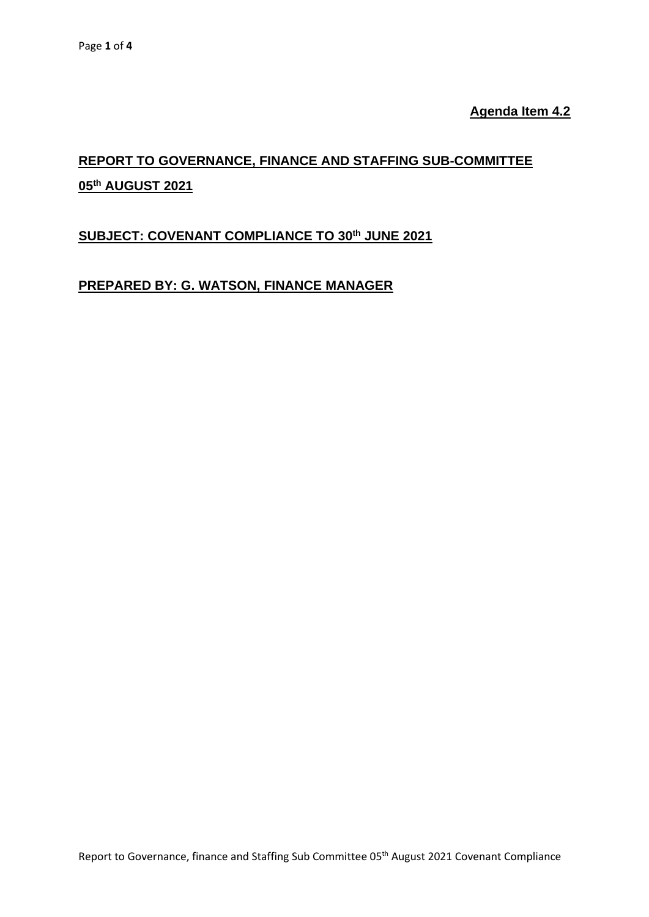**Agenda Item 4.2**

## REPORT TO GOVERNANCE, FINANCE AND STAFFING SUB-COMMITTEE 05th AUGUST 2021

## SUBJECT: COVENANT COMPLIANCE TO 30th JUNE 2021

## PREPARED BY: G. WATSON, FINANCE MANAGER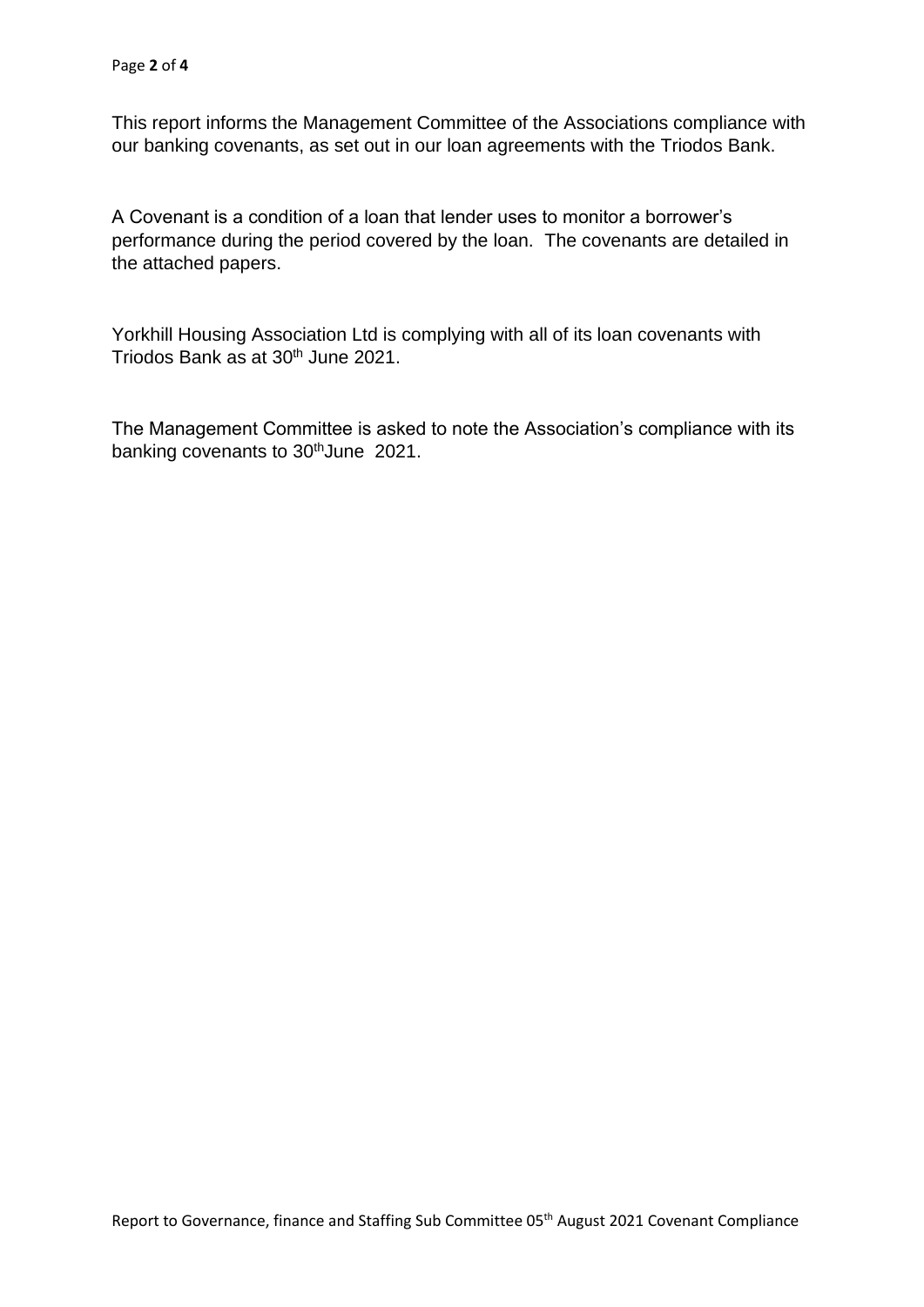This report informs the Management Committee of the Associations compliance with our banking covenants, as set out in our loan agreements with the Triodos Bank.

A Covenant is a condition of a loan that lender uses to monitor a borrower's performance during the period covered by the loan. The covenants are detailed in the attached papers.

Yorkhill Housing Association Ltd is complying with all of its loan covenants with Triodos Bank as at 30th June 2021.

The Management Committee is asked to note the Association's compliance with its banking covenants to 30thJune 2021.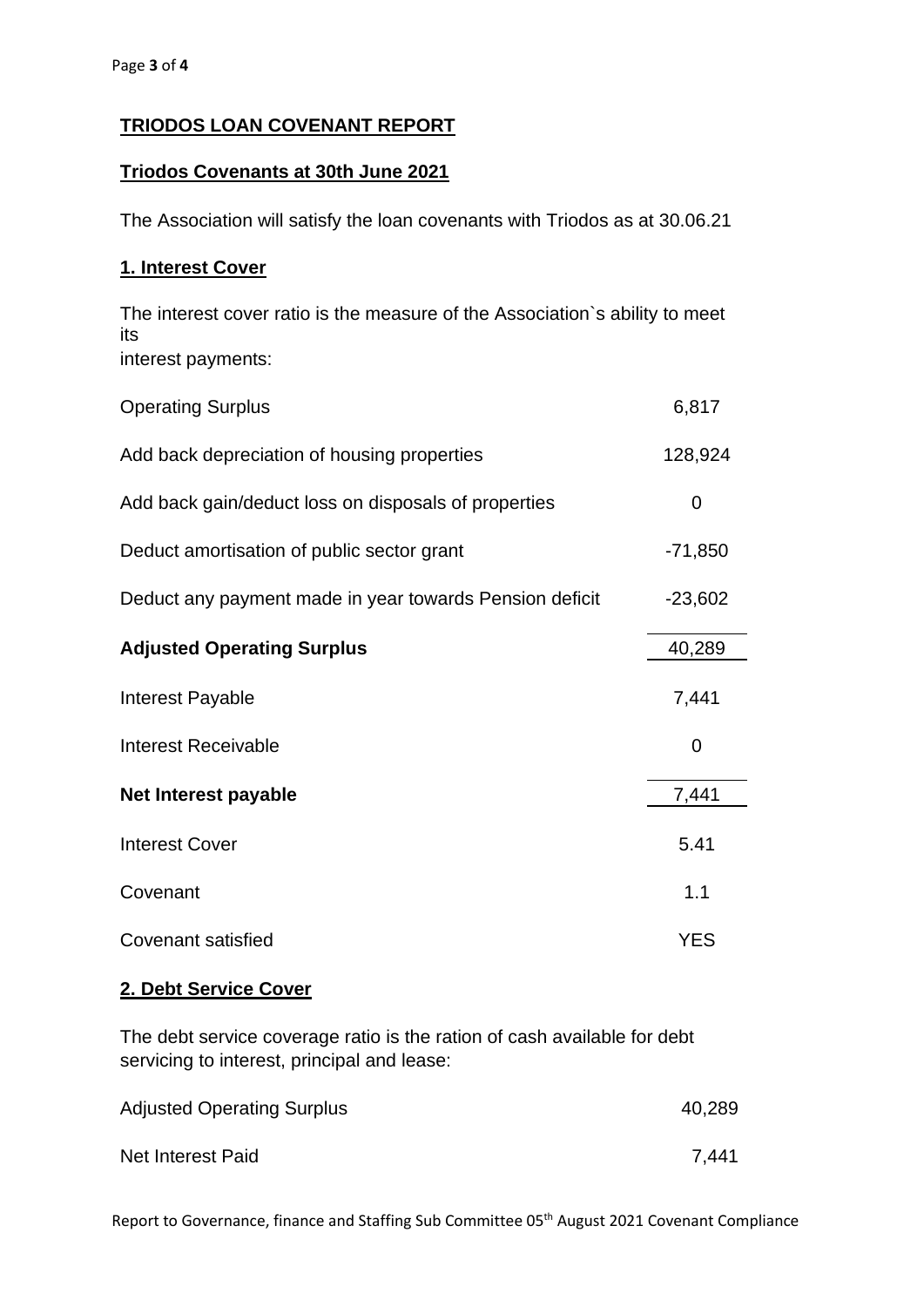## **TRIODOS LOAN COVENANT REPORT**

### **Triodos Covenants at 30th June 2021**

The Association will satisfy the loan covenants with Triodos as at 30.06.21

### **1. Interest Cover**

The interest cover ratio is the measure of the Association`s ability to meet its interest payments:

| | |
|---|---|
| Operating Surplus | 6,817 |
| Add back depreciation of housing properties | 128,924 |
| Add back gain/deduct loss on disposals of properties | 0 |
| Deduct amortisation of public sector grant | -71,850 |
| Deduct any payment made in year towards Pension deficit | -23,602 |
| **Adjusted Operating Surplus** | 40,289 |
| Interest Payable | 7,441 |
| Interest Receivable | 0 |
| **Net Interest payable** | 7,441 |
| Interest Cover | 5.41 |
| Covenant | 1.1 |
| Covenant satisfied | YES |

### **2. Debt Service Cover**

The debt service coverage ratio is the ration of cash available for debt servicing to interest, principal and lease:

| | |
|---|---|
| Adjusted Operating Surplus | 40,289 |
| Net Interest Paid | 7,441 |

Report to Governance, finance and Staffing Sub Committee 05th August 2021 Covenant Compliance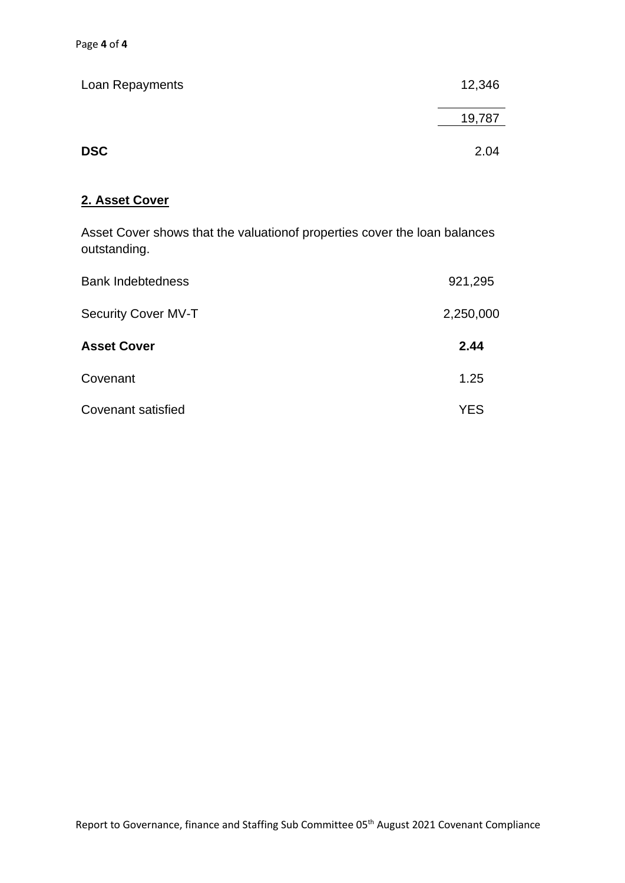| | |
|---|---|
| Loan Repayments | 12,346 |
| | 19,787 |
| **DSC** | 2.04 |

## 2. Asset Cover

Asset Cover shows that the valuationof properties cover the loan balances outstanding.

| | |
|---|---|
| Bank Indebtedness | 921,295 |
| Security Cover MV-T | 2,250,000 |
| **Asset Cover** | **2.44** |
| Covenant | 1.25 |
| Covenant satisfied | YES |